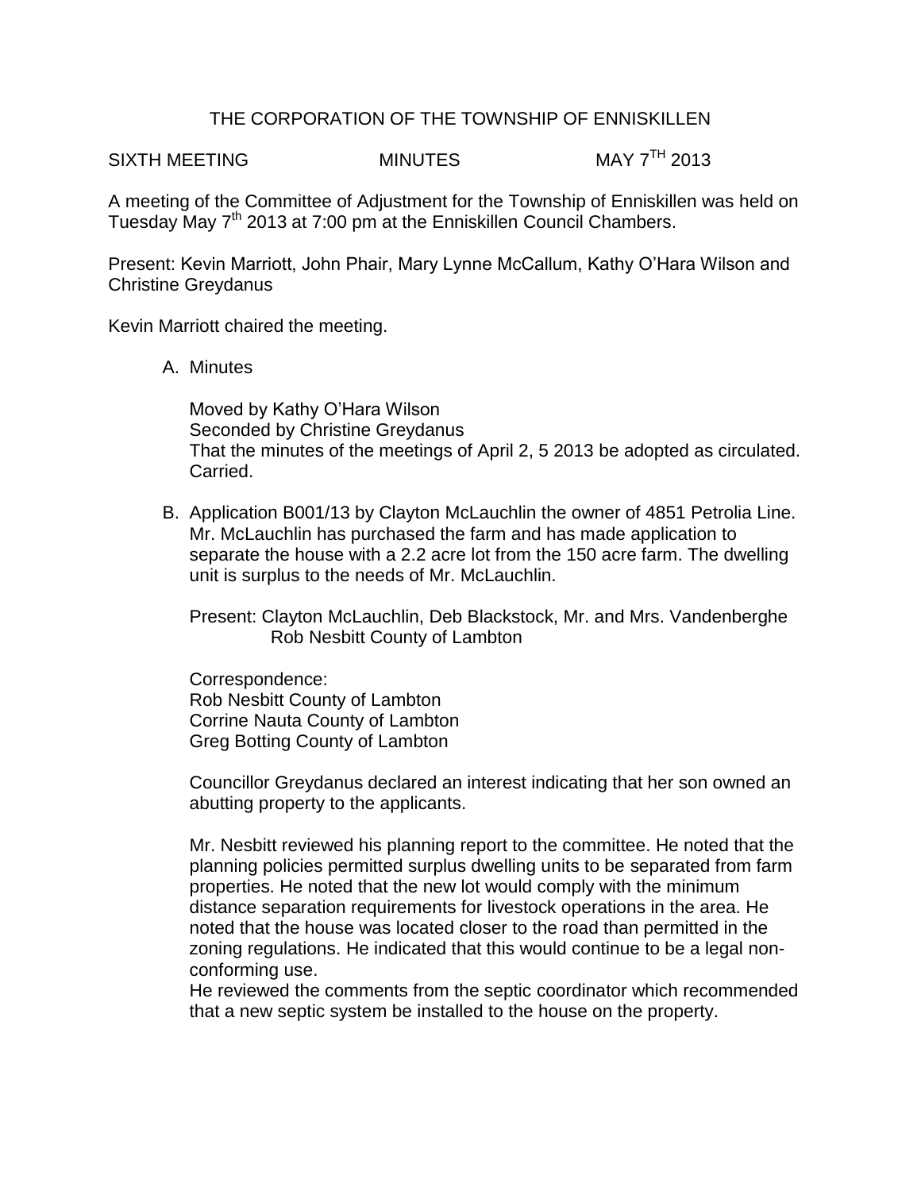# THE CORPORATION OF THE TOWNSHIP OF ENNISKILLEN

SIXTH MEETING MINUTES MAY 7TH 2013

A meeting of the Committee of Adjustment for the Township of Enniskillen was held on Tuesday May 7th 2013 at 7:00 pm at the Enniskillen Council Chambers.

Present: Kevin Marriott, John Phair, Mary Lynne McCallum, Kathy O'Hara Wilson and Christine Greydanus

Kevin Marriott chaired the meeting.

A. Minutes

   Moved by Kathy O'Hara Wilson
   Seconded by Christine Greydanus
   That the minutes of the meetings of April 2, 5 2013 be adopted as circulated.
   Carried.

B. Application B001/13 by Clayton McLauchlin the owner of 4851 Petrolia Line. Mr. McLauchlin has purchased the farm and has made application to separate the house with a 2.2 acre lot from the 150 acre farm. The dwelling unit is surplus to the needs of Mr. McLauchlin.

   Present: Clayton McLauchlin, Deb Blackstock, Mr. and Mrs. Vandenberghe
   Rob Nesbitt County of Lambton

   Correspondence:
   Rob Nesbitt County of Lambton
   Corrine Nauta County of Lambton
   Greg Botting County of Lambton

   Councillor Greydanus declared an interest indicating that her son owned an abutting property to the applicants.

   Mr. Nesbitt reviewed his planning report to the committee. He noted that the planning policies permitted surplus dwelling units to be separated from farm properties. He noted that the new lot would comply with the minimum distance separation requirements for livestock operations in the area. He noted that the house was located closer to the road than permitted in the zoning regulations. He indicated that this would continue to be a legal non-conforming use.
   He reviewed the comments from the septic coordinator which recommended that a new septic system be installed to the house on the property.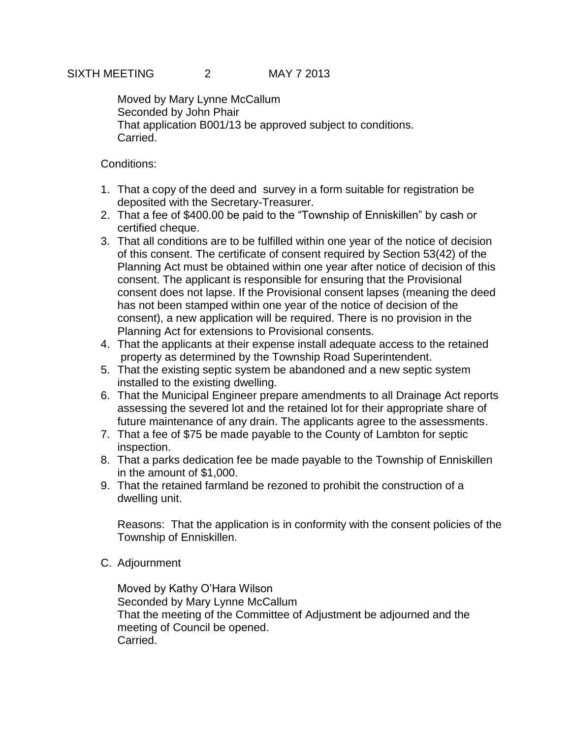Moved by Mary Lynne McCallum
Seconded by John Phair
That application B001/13 be approved subject to conditions.
Carried.

Conditions:

1. That a copy of the deed and survey in a form suitable for registration be deposited with the Secretary-Treasurer.
2. That a fee of $400.00 be paid to the "Township of Enniskillen" by cash or certified cheque.
3. That all conditions are to be fulfilled within one year of the notice of decision of this consent. The certificate of consent required by Section 53(42) of the Planning Act must be obtained within one year after notice of decision of this consent. The applicant is responsible for ensuring that the Provisional consent does not lapse. If the Provisional consent lapses (meaning the deed has not been stamped within one year of the notice of decision of the consent), a new application will be required. There is no provision in the Planning Act for extensions to Provisional consents.
4. That the applicants at their expense install adequate access to the retained property as determined by the Township Road Superintendent.
5. That the existing septic system be abandoned and a new septic system installed to the existing dwelling.
6. That the Municipal Engineer prepare amendments to all Drainage Act reports assessing the severed lot and the retained lot for their appropriate share of future maintenance of any drain. The applicants agree to the assessments.
7. That a fee of $75 be made payable to the County of Lambton for septic inspection.
8. That a parks dedication fee be made payable to the Township of Enniskillen in the amount of $1,000.
9. That the retained farmland be rezoned to prohibit the construction of a dwelling unit.

Reasons: That the application is in conformity with the consent policies of the Township of Enniskillen.

C. Adjournment

Moved by Kathy O'Hara Wilson
Seconded by Mary Lynne McCallum
That the meeting of the Committee of Adjustment be adjourned and the meeting of Council be opened.
Carried.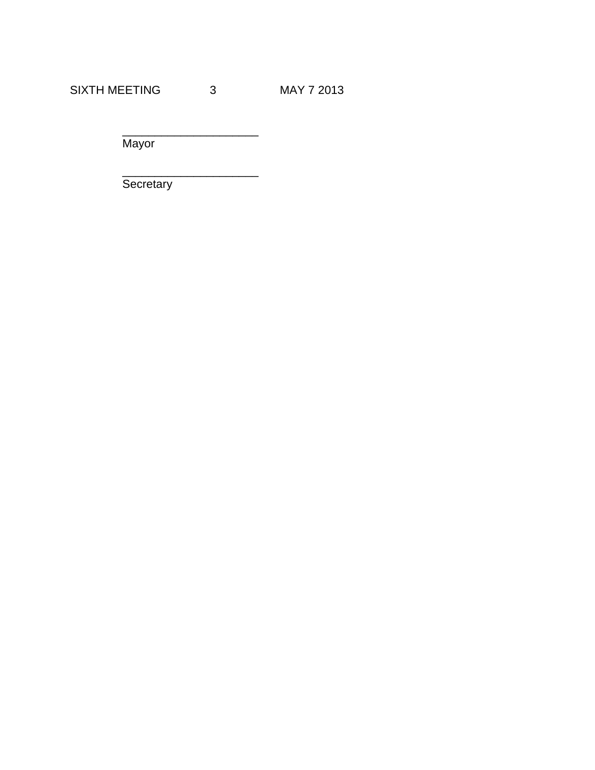______________________
Mayor

______________________
Secretary